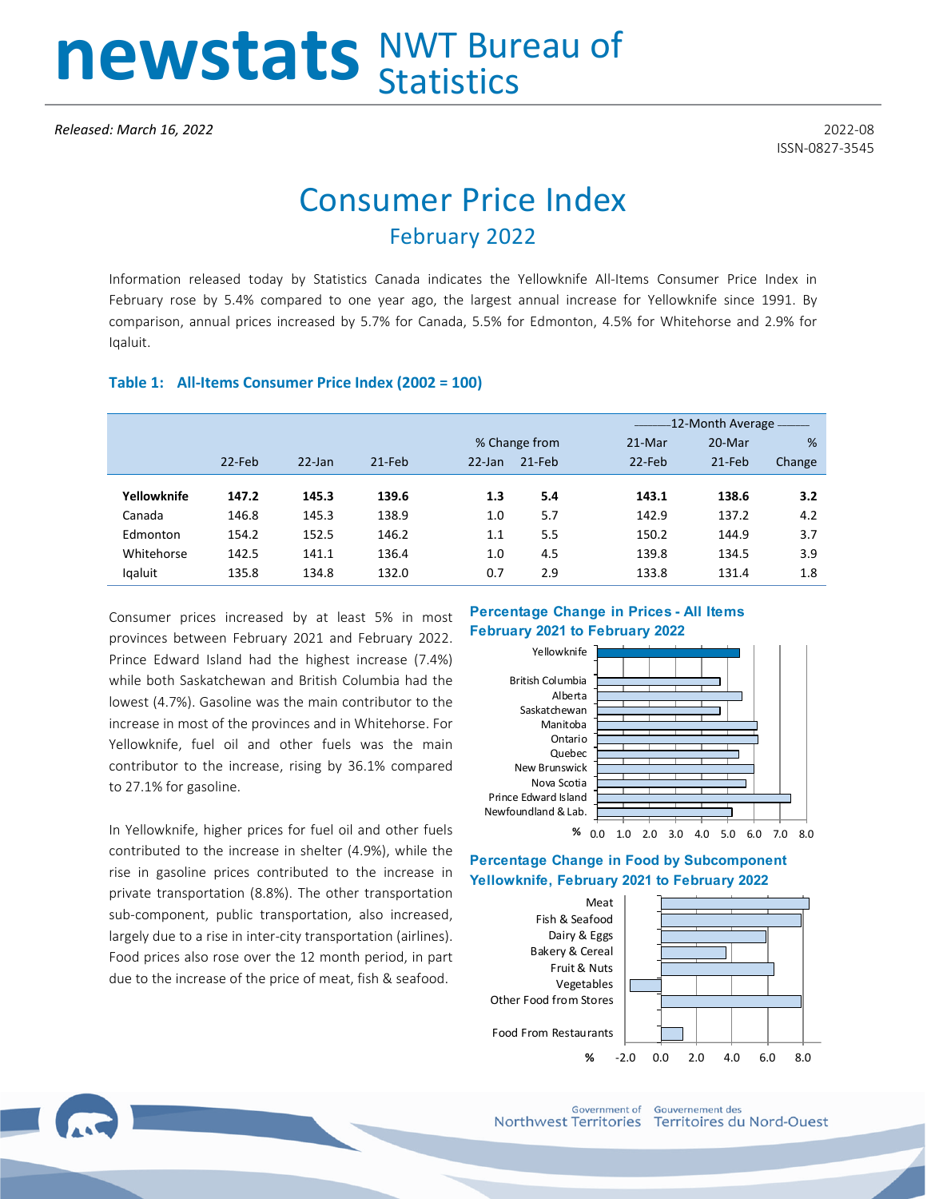# newstats NWT Bureau of Statistics

*Released: March 16, 2022*

2022-08
ISSN-0827-3545

# Consumer Price Index

## February 2022

Information released today by Statistics Canada indicates the Yellowknife All-Items Consumer Price Index in February rose by 5.4% compared to one year ago, the largest annual increase for Yellowknife since 1991. By comparison, annual prices increased by 5.7% for Canada, 5.5% for Edmonton, 4.5% for Whitehorse and 2.9% for Iqaluit.

### Table 1: All-Items Consumer Price Index (2002 = 100)

| | 22-Feb | 22-Jan | 21-Feb | % Change from 22-Jan | % Change from 21-Feb | 12-Month Average 21-Mar 22-Feb | 12-Month Average 20-Mar 21-Feb | 12-Month Average % Change |
|---|---|---|---|---|---|---|---|---|
| **Yellowknife** | **147.2** | **145.3** | **139.6** | **1.3** | **5.4** | **143.1** | **138.6** | **3.2** |
| Canada | 146.8 | 145.3 | 138.9 | 1.0 | 5.7 | 142.9 | 137.2 | 4.2 |
| Edmonton | 154.2 | 152.5 | 146.2 | 1.1 | 5.5 | 150.2 | 144.9 | 3.7 |
| Whitehorse | 142.5 | 141.1 | 136.4 | 1.0 | 4.5 | 139.8 | 134.5 | 3.9 |
| Iqaluit | 135.8 | 134.8 | 132.0 | 0.7 | 2.9 | 133.8 | 131.4 | 1.8 |

Consumer prices increased by at least 5% in most provinces between February 2021 and February 2022. Prince Edward Island had the highest increase (7.4%) while both Saskatchewan and British Columbia had the lowest (4.7%). Gasoline was the main contributor to the increase in most of the provinces and in Whitehorse. For Yellowknife, fuel oil and other fuels was the main contributor to the increase, rising by 36.1% compared to 27.1% for gasoline.

In Yellowknife, higher prices for fuel oil and other fuels contributed to the increase in shelter (4.9%), while the rise in gasoline prices contributed to the increase in private transportation (8.8%). The other transportation sub-component, public transportation, also increased, largely due to a rise in inter-city transportation (airlines). Food prices also rose over the 12 month period, in part due to the increase of the price of meat, fish & seafood.

**Percentage Change in Prices - All Items February 2021 to February 2022**

**Percentage Change in Food by Subcomponent Yellowknife, February 2021 to February 2022**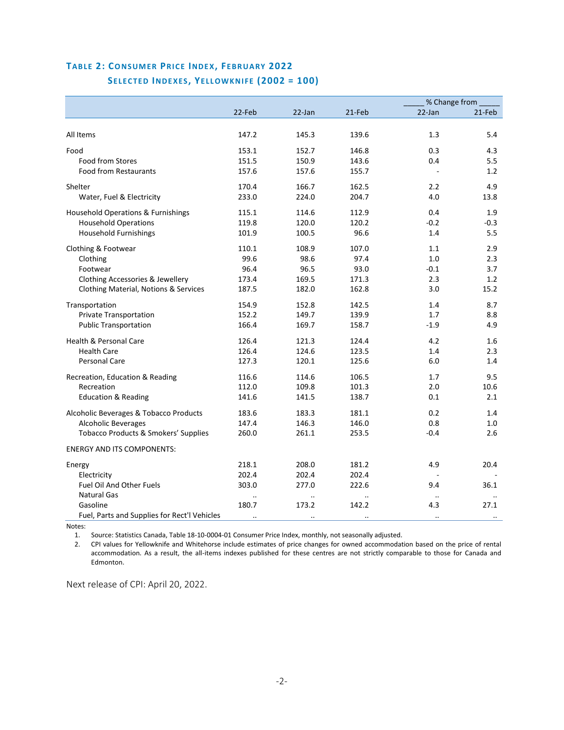## Table 2: Consumer Price Index, February 2022
### Selected Indexes, Yellowknife (2002 = 100)

| | 22-Feb | 22-Jan | 21-Feb | % Change from 22-Jan | % Change from 21-Feb |
|---|---|---|---|---|---|
| All Items | 147.2 | 145.3 | 139.6 | 1.3 | 5.4 |
| Food | 153.1 | 152.7 | 146.8 | 0.3 | 4.3 |
| Food from Stores | 151.5 | 150.9 | 143.6 | 0.4 | 5.5 |
| Food from Restaurants | 157.6 | 157.6 | 155.7 | - | 1.2 |
| Shelter | 170.4 | 166.7 | 162.5 | 2.2 | 4.9 |
| Water, Fuel & Electricity | 233.0 | 224.0 | 204.7 | 4.0 | 13.8 |
| Household Operations & Furnishings | 115.1 | 114.6 | 112.9 | 0.4 | 1.9 |
| Household Operations | 119.8 | 120.0 | 120.2 | -0.2 | -0.3 |
| Household Furnishings | 101.9 | 100.5 | 96.6 | 1.4 | 5.5 |
| Clothing & Footwear | 110.1 | 108.9 | 107.0 | 1.1 | 2.9 |
| Clothing | 99.6 | 98.6 | 97.4 | 1.0 | 2.3 |
| Footwear | 96.4 | 96.5 | 93.0 | -0.1 | 3.7 |
| Clothing Accessories & Jewellery | 173.4 | 169.5 | 171.3 | 2.3 | 1.2 |
| Clothing Material, Notions & Services | 187.5 | 182.0 | 162.8 | 3.0 | 15.2 |
| Transportation | 154.9 | 152.8 | 142.5 | 1.4 | 8.7 |
| Private Transportation | 152.2 | 149.7 | 139.9 | 1.7 | 8.8 |
| Public Transportation | 166.4 | 169.7 | 158.7 | -1.9 | 4.9 |
| Health & Personal Care | 126.4 | 121.3 | 124.4 | 4.2 | 1.6 |
| Health Care | 126.4 | 124.6 | 123.5 | 1.4 | 2.3 |
| Personal Care | 127.3 | 120.1 | 125.6 | 6.0 | 1.4 |
| Recreation, Education & Reading | 116.6 | 114.6 | 106.5 | 1.7 | 9.5 |
| Recreation | 112.0 | 109.8 | 101.3 | 2.0 | 10.6 |
| Education & Reading | 141.6 | 141.5 | 138.7 | 0.1 | 2.1 |
| Alcoholic Beverages & Tobacco Products | 183.6 | 183.3 | 181.1 | 0.2 | 1.4 |
| Alcoholic Beverages | 147.4 | 146.3 | 146.0 | 0.8 | 1.0 |
| Tobacco Products & Smokers' Supplies | 260.0 | 261.1 | 253.5 | -0.4 | 2.6 |
| ENERGY AND ITS COMPONENTS: | | | | | |
| Energy | 218.1 | 208.0 | 181.2 | 4.9 | 20.4 |
| Electricity | 202.4 | 202.4 | 202.4 | - | - |
| Fuel Oil And Other Fuels | 303.0 | 277.0 | 222.6 | 9.4 | 36.1 |
| Natural Gas | .. | .. | .. | .. | .. |
| Gasoline | 180.7 | 173.2 | 142.2 | 4.3 | 27.1 |
| Fuel, Parts and Supplies for Rect'l Vehicles | .. | .. | .. | .. | .. |

Notes:

1. Source: Statistics Canada, Table 18-10-0004-01 Consumer Price Index, monthly, not seasonally adjusted.
2. CPI values for Yellowknife and Whitehorse include estimates of price changes for owned accommodation based on the price of rental accommodation. As a result, the all-items indexes published for these centres are not strictly comparable to those for Canada and Edmonton.

Next release of CPI: April 20, 2022.